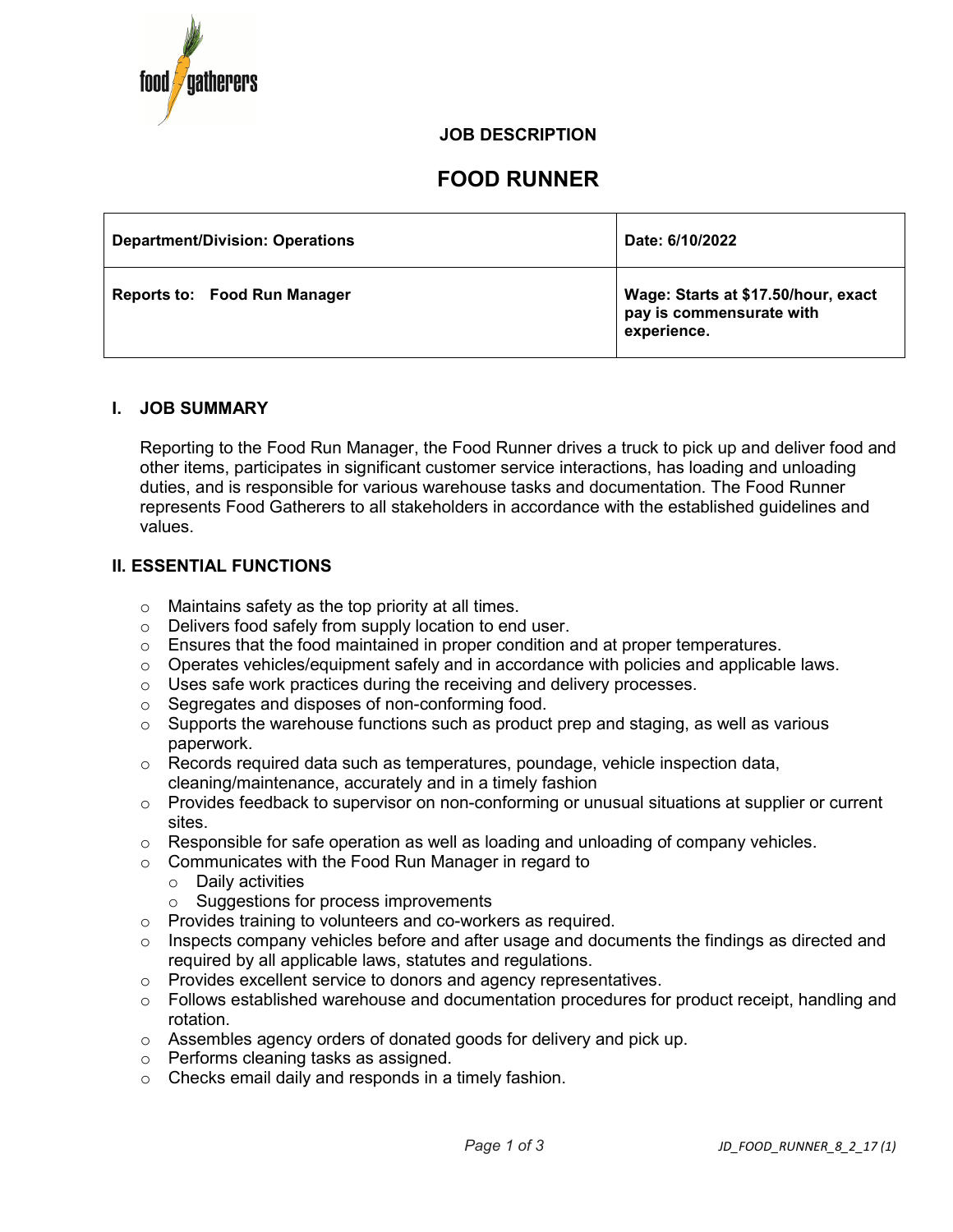**JOB DESCRIPTION**

# FOOD RUNNER

| Department/Division: Operations | Date: 6/10/2022 |
|---|---|
| Reports to: Food Run Manager | Wage: Starts at $17.50/hour, exact pay is commensurate with experience. |

## I. JOB SUMMARY

Reporting to the Food Run Manager, the Food Runner drives a truck to pick up and deliver food and other items, participates in significant customer service interactions, has loading and unloading duties, and is responsible for various warehouse tasks and documentation. The Food Runner represents Food Gatherers to all stakeholders in accordance with the established guidelines and values.

## II. ESSENTIAL FUNCTIONS

- Maintains safety as the top priority at all times.
- Delivers food safely from supply location to end user.
- Ensures that the food maintained in proper condition and at proper temperatures.
- Operates vehicles/equipment safely and in accordance with policies and applicable laws.
- Uses safe work practices during the receiving and delivery processes.
- Segregates and disposes of non-conforming food.
- Supports the warehouse functions such as product prep and staging, as well as various paperwork.
- Records required data such as temperatures, poundage, vehicle inspection data, cleaning/maintenance, accurately and in a timely fashion
- Provides feedback to supervisor on non-conforming or unusual situations at supplier or current sites.
- Responsible for safe operation as well as loading and unloading of company vehicles.
- Communicates with the Food Run Manager in regard to
  - Daily activities
  - Suggestions for process improvements
- Provides training to volunteers and co-workers as required.
- Inspects company vehicles before and after usage and documents the findings as directed and required by all applicable laws, statutes and regulations.
- Provides excellent service to donors and agency representatives.
- Follows established warehouse and documentation procedures for product receipt, handling and rotation.
- Assembles agency orders of donated goods for delivery and pick up.
- Performs cleaning tasks as assigned.
- Checks email daily and responds in a timely fashion.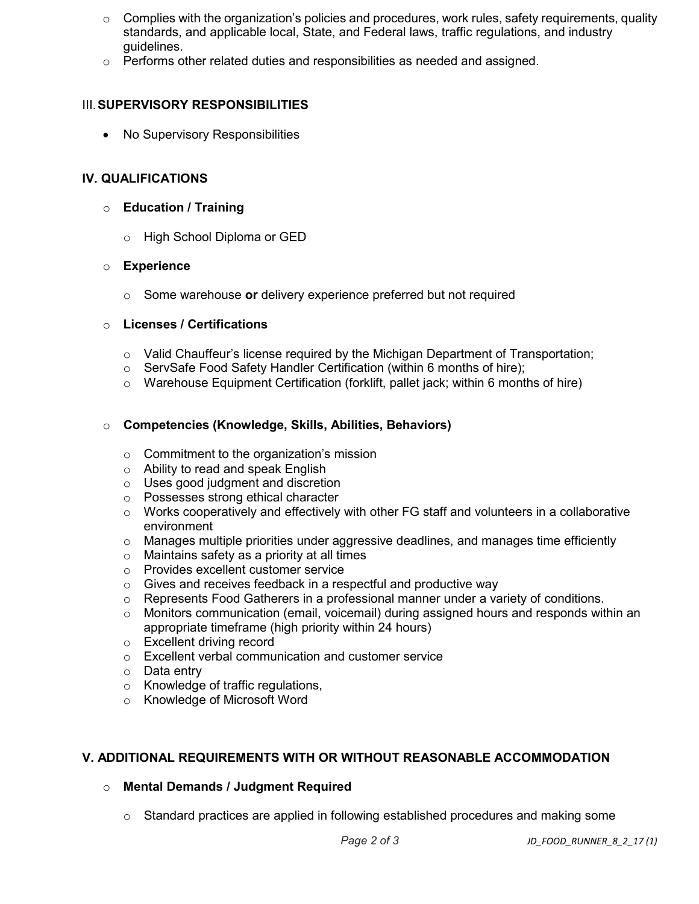- Complies with the organization's policies and procedures, work rules, safety requirements, quality standards, and applicable local, State, and Federal laws, traffic regulations, and industry guidelines.
- Performs other related duties and responsibilities as needed and assigned.

## III. SUPERVISORY RESPONSIBILITIES

- No Supervisory Responsibilities

## IV. QUALIFICATIONS

- **Education / Training**
  - High School Diploma or GED
- **Experience**
  - Some warehouse **or** delivery experience preferred but not required
- **Licenses / Certifications**
  - Valid Chauffeur's license required by the Michigan Department of Transportation;
  - ServSafe Food Safety Handler Certification (within 6 months of hire);
  - Warehouse Equipment Certification (forklift, pallet jack; within 6 months of hire)
- **Competencies (Knowledge, Skills, Abilities, Behaviors)**
  - Commitment to the organization's mission
  - Ability to read and speak English
  - Uses good judgment and discretion
  - Possesses strong ethical character
  - Works cooperatively and effectively with other FG staff and volunteers in a collaborative environment
  - Manages multiple priorities under aggressive deadlines, and manages time efficiently
  - Maintains safety as a priority at all times
  - Provides excellent customer service
  - Gives and receives feedback in a respectful and productive way
  - Represents Food Gatherers in a professional manner under a variety of conditions.
  - Monitors communication (email, voicemail) during assigned hours and responds within an appropriate timeframe (high priority within 24 hours)
  - Excellent driving record
  - Excellent verbal communication and customer service
  - Data entry
  - Knowledge of traffic regulations,
  - Knowledge of Microsoft Word

## V. ADDITIONAL REQUIREMENTS WITH OR WITHOUT REASONABLE ACCOMMODATION

- **Mental Demands / Judgment Required**
  - Standard practices are applied in following established procedures and making some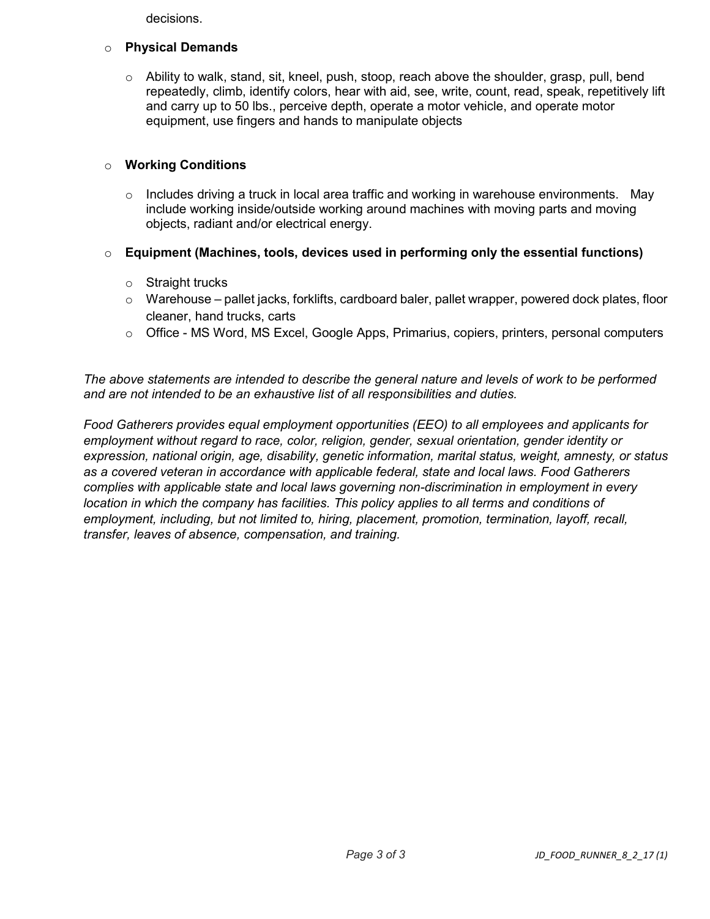decisions.

- **Physical Demands**
    - Ability to walk, stand, sit, kneel, push, stoop, reach above the shoulder, grasp, pull, bend repeatedly, climb, identify colors, hear with aid, see, write, count, read, speak, repetitively lift and carry up to 50 lbs., perceive depth, operate a motor vehicle, and operate motor equipment, use fingers and hands to manipulate objects

- **Working Conditions**
    - Includes driving a truck in local area traffic and working in warehouse environments. May include working inside/outside working around machines with moving parts and moving objects, radiant and/or electrical energy.

- **Equipment (Machines, tools, devices used in performing only the essential functions)**
    - Straight trucks
    - Warehouse – pallet jacks, forklifts, cardboard baler, pallet wrapper, powered dock plates, floor cleaner, hand trucks, carts
    - Office - MS Word, MS Excel, Google Apps, Primarius, copiers, printers, personal computers

*The above statements are intended to describe the general nature and levels of work to be performed and are not intended to be an exhaustive list of all responsibilities and duties.*

*Food Gatherers provides equal employment opportunities (EEO) to all employees and applicants for employment without regard to race, color, religion, gender, sexual orientation, gender identity or expression, national origin, age, disability, genetic information, marital status, weight, amnesty, or status as a covered veteran in accordance with applicable federal, state and local laws. Food Gatherers complies with applicable state and local laws governing non-discrimination in employment in every location in which the company has facilities. This policy applies to all terms and conditions of employment, including, but not limited to, hiring, placement, promotion, termination, layoff, recall, transfer, leaves of absence, compensation, and training.*